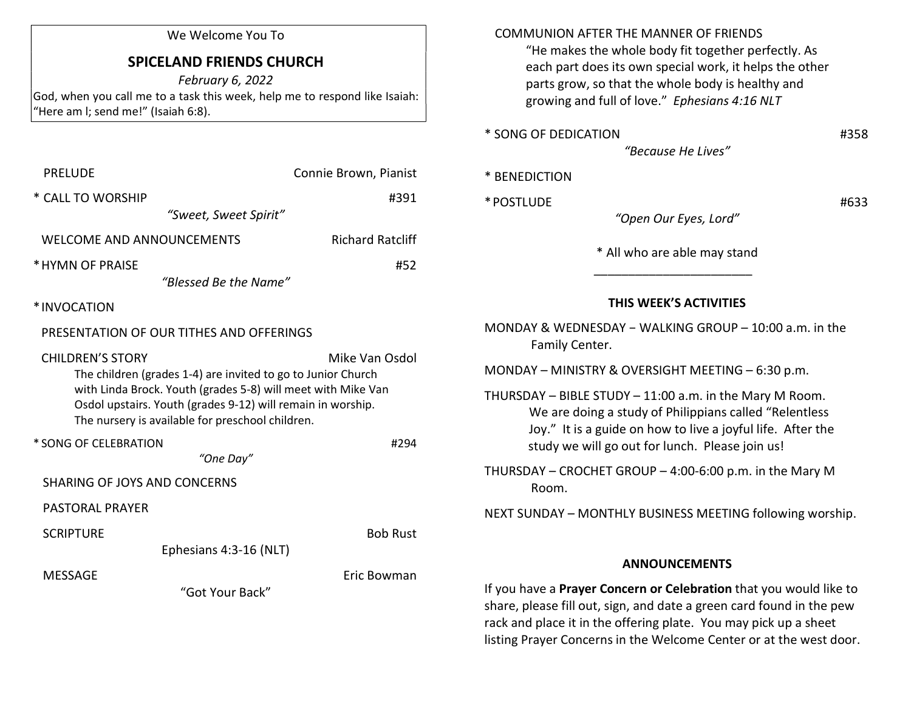We Welcome You To

## SPICELAND FRIENDS CHURCH

*February 6, 2022*

God, when you call me to a task this week, help me to respond like Isaiah: "Here am l; send me!" (Isaiah 6:8).

PRELUDE — Connie Brown, Pianist

\* CALL TO WORSHIP — #391
*"Sweet, Sweet Spirit"*

WELCOME AND ANNOUNCEMENTS — Richard Ratcliff

\* HYMN OF PRAISE — #52
*"Blessed Be the Name"*

\* INVOCATION

PRESENTATION OF OUR TITHES AND OFFERINGS

CHILDREN'S STORY — Mike Van Osdol

The children (grades 1-4) are invited to go to Junior Church with Linda Brock. Youth (grades 5-8) will meet with Mike Van Osdol upstairs. Youth (grades 9-12) will remain in worship. The nursery is available for preschool children.

\* SONG OF CELEBRATION — #294
*"One Day"*

SHARING OF JOYS AND CONCERNS

PASTORAL PRAYER

SCRIPTURE — Bob Rust
Ephesians 4:3-16 (NLT)

MESSAGE — Eric Bowman
"Got Your Back"

COMMUNION AFTER THE MANNER OF FRIENDS

"He makes the whole body fit together perfectly. As each part does its own special work, it helps the other parts grow, so that the whole body is healthy and growing and full of love." *Ephesians 4:16 NLT*

\* SONG OF DEDICATION — #358
*"Because He Lives"*

\* BENEDICTION

\* POSTLUDE — #633
*"Open Our Eyes, Lord"*

\* All who are able may stand

---

### THIS WEEK'S ACTIVITIES

MONDAY & WEDNESDAY − WALKING GROUP – 10:00 a.m. in the Family Center.

MONDAY – MINISTRY & OVERSIGHT MEETING – 6:30 p.m.

THURSDAY – BIBLE STUDY – 11:00 a.m. in the Mary M Room. We are doing a study of Philippians called "Relentless Joy." It is a guide on how to live a joyful life. After the study we will go out for lunch. Please join us!

THURSDAY – CROCHET GROUP – 4:00-6:00 p.m. in the Mary M Room.

NEXT SUNDAY – MONTHLY BUSINESS MEETING following worship.

### ANNOUNCEMENTS

If you have a **Prayer Concern or Celebration** that you would like to share, please fill out, sign, and date a green card found in the pew rack and place it in the offering plate. You may pick up a sheet listing Prayer Concerns in the Welcome Center or at the west door.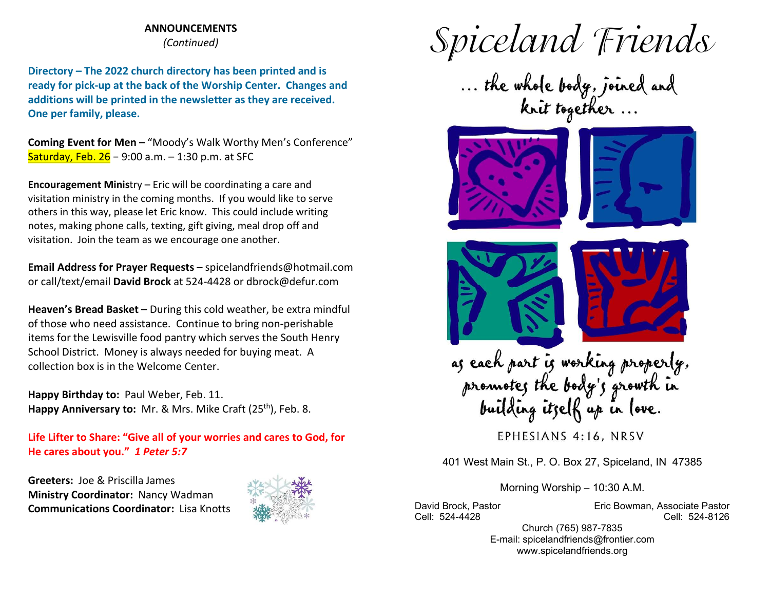## ANNOUNCEMENTS

*(Continued)*

**Directory – The 2022 church directory has been printed and is ready for pick-up at the back of the Worship Center. Changes and additions will be printed in the newsletter as they are received. One per family, please.**

**Coming Event for Men –** "Moody's Walk Worthy Men's Conference" Saturday, Feb. 26 – 9:00 a.m. – 1:30 p.m. at SFC

**Encouragement Minis**try – Eric will be coordinating a care and visitation ministry in the coming months. If you would like to serve others in this way, please let Eric know. This could include writing notes, making phone calls, texting, gift giving, meal drop off and visitation. Join the team as we encourage one another.

**Email Address for Prayer Requests** – spicelandfriends@hotmail.com or call/text/email **David Brock** at 524-4428 or dbrock@defur.com

**Heaven's Bread Basket** – During this cold weather, be extra mindful of those who need assistance. Continue to bring non-perishable items for the Lewisville food pantry which serves the South Henry School District. Money is always needed for buying meat. A collection box is in the Welcome Center.

**Happy Birthday to:** Paul Weber, Feb. 11.
**Happy Anniversary to:** Mr. & Mrs. Mike Craft (25th), Feb. 8.

**Life Lifter to Share: "Give all of your worries and cares to God, for He cares about you."** ***1 Peter 5:7***

**Greeters:** Joe & Priscilla James
**Ministry Coordinator:** Nancy Wadman
**Communications Coordinator:** Lisa Knotts

# *Spiceland Friends*

*… the whole body, joined and knit together …*

*as each part is working properly, promotes the body's growth in building itself up in love.*

EPHESIANS 4:16, NRSV

401 West Main St., P. O. Box 27, Spiceland, IN 47385

Morning Worship – 10:30 A.M.

David Brock, Pastor
Cell: 524-4428

Eric Bowman, Associate Pastor
Cell: 524-8126

Church (765) 987-7835
E-mail: spicelandfriends@frontier.com
www.spicelandfriends.org